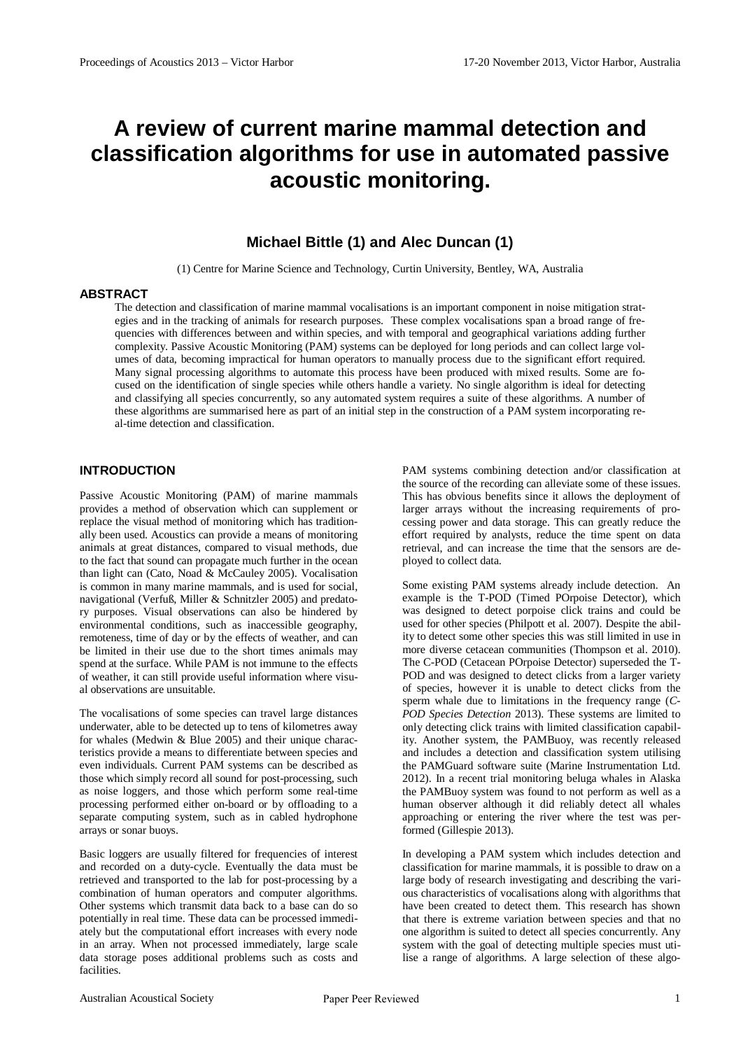# A review of current marine mammal detection and classification algorithms for use in automated passive acoustic monitoring.

**Michael Bittle (1) and Alec Duncan (1)**

(1) Centre for Marine Science and Technology, Curtin University, Bentley, WA, Australia

## ABSTRACT

The detection and classification of marine mammal vocalisations is an important component in noise mitigation strategies and in the tracking of animals for research purposes. These complex vocalisations span a broad range of frequencies with differences between and within species, and with temporal and geographical variations adding further complexity. Passive Acoustic Monitoring (PAM) systems can be deployed for long periods and can collect large volumes of data, becoming impractical for human operators to manually process due to the significant effort required. Many signal processing algorithms to automate this process have been produced with mixed results. Some are focused on the identification of single species while others handle a variety. No single algorithm is ideal for detecting and classifying all species concurrently, so any automated system requires a suite of these algorithms. A number of these algorithms are summarised here as part of an initial step in the construction of a PAM system incorporating real-time detection and classification.

## INTRODUCTION

Passive Acoustic Monitoring (PAM) of marine mammals provides a method of observation which can supplement or replace the visual method of monitoring which has traditionally been used. Acoustics can provide a means of monitoring animals at great distances, compared to visual methods, due to the fact that sound can propagate much further in the ocean than light can (Cato, Noad & McCauley 2005). Vocalisation is common in many marine mammals, and is used for social, navigational (Verfuß, Miller & Schnitzler 2005) and predatory purposes. Visual observations can also be hindered by environmental conditions, such as inaccessible geography, remoteness, time of day or by the effects of weather, and can be limited in their use due to the short times animals may spend at the surface. While PAM is not immune to the effects of weather, it can still provide useful information where visual observations are unsuitable.

The vocalisations of some species can travel large distances underwater, able to be detected up to tens of kilometres away for whales (Medwin & Blue 2005) and their unique characteristics provide a means to differentiate between species and even individuals. Current PAM systems can be described as those which simply record all sound for post-processing, such as noise loggers, and those which perform some real-time processing performed either on-board or by offloading to a separate computing system, such as in cabled hydrophone arrays or sonar buoys.

Basic loggers are usually filtered for frequencies of interest and recorded on a duty-cycle. Eventually the data must be retrieved and transported to the lab for post-processing by a combination of human operators and computer algorithms. Other systems which transmit data back to a base can do so potentially in real time. These data can be processed immediately but the computational effort increases with every node in an array. When not processed immediately, large scale data storage poses additional problems such as costs and facilities.

PAM systems combining detection and/or classification at the source of the recording can alleviate some of these issues. This has obvious benefits since it allows the deployment of larger arrays without the increasing requirements of processing power and data storage. This can greatly reduce the effort required by analysts, reduce the time spent on data retrieval, and can increase the time that the sensors are deployed to collect data.

Some existing PAM systems already include detection. An example is the T-POD (Timed POrpoise Detector), which was designed to detect porpoise click trains and could be used for other species (Philpott et al. 2007). Despite the ability to detect some other species this was still limited in use in more diverse cetacean communities (Thompson et al. 2010). The C-POD (Cetacean POrpoise Detector) superseded the T-POD and was designed to detect clicks from a larger variety of species, however it is unable to detect clicks from the sperm whale due to limitations in the frequency range (*C-POD Species Detection* 2013). These systems are limited to only detecting click trains with limited classification capability. Another system, the PAMBuoy, was recently released and includes a detection and classification system utilising the PAMGuard software suite (Marine Instrumentation Ltd. 2012). In a recent trial monitoring beluga whales in Alaska the PAMBuoy system was found to not perform as well as a human observer although it did reliably detect all whales approaching or entering the river where the test was performed (Gillespie 2013).

In developing a PAM system which includes detection and classification for marine mammals, it is possible to draw on a large body of research investigating and describing the various characteristics of vocalisations along with algorithms that have been created to detect them. This research has shown that there is extreme variation between species and that no one algorithm is suited to detect all species concurrently. Any system with the goal of detecting multiple species must utilise a range of algorithms. A large selection of these algo-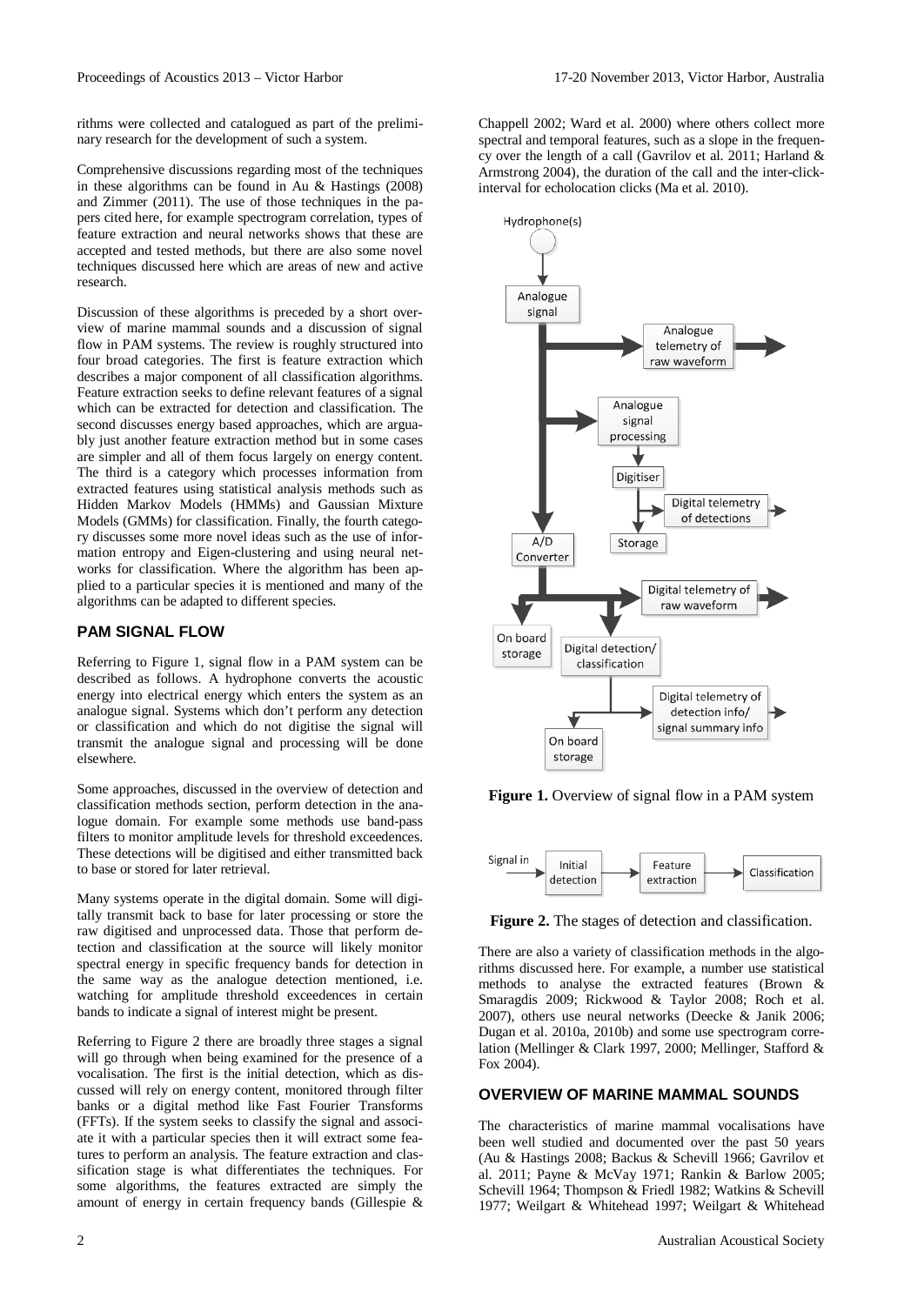rithms were collected and catalogued as part of the preliminary research for the development of such a system.

Comprehensive discussions regarding most of the techniques in these algorithms can be found in Au & Hastings (2008) and Zimmer (2011). The use of those techniques in the papers cited here, for example spectrogram correlation, types of feature extraction and neural networks shows that these are accepted and tested methods, but there are also some novel techniques discussed here which are areas of new and active research.

Discussion of these algorithms is preceded by a short overview of marine mammal sounds and a discussion of signal flow in PAM systems. The review is roughly structured into four broad categories. The first is feature extraction which describes a major component of all classification algorithms. Feature extraction seeks to define relevant features of a signal which can be extracted for detection and classification. The second discusses energy based approaches, which are arguably just another feature extraction method but in some cases are simpler and all of them focus largely on energy content. The third is a category which processes information from extracted features using statistical analysis methods such as Hidden Markov Models (HMMs) and Gaussian Mixture Models (GMMs) for classification. Finally, the fourth category discusses some more novel ideas such as the use of information entropy and Eigen-clustering and using neural networks for classification. Where the algorithm has been applied to a particular species it is mentioned and many of the algorithms can be adapted to different species.

## PAM SIGNAL FLOW

Referring to Figure 1, signal flow in a PAM system can be described as follows. A hydrophone converts the acoustic energy into electrical energy which enters the system as an analogue signal. Systems which don't perform any detection or classification and which do not digitise the signal will transmit the analogue signal and processing will be done elsewhere.

Some approaches, discussed in the overview of detection and classification methods section, perform detection in the analogue domain. For example some methods use band-pass filters to monitor amplitude levels for threshold exceedences. These detections will be digitised and either transmitted back to base or stored for later retrieval.

Many systems operate in the digital domain. Some will digitally transmit back to base for later processing or store the raw digitised and unprocessed data. Those that perform detection and classification at the source will likely monitor spectral energy in specific frequency bands for detection in the same way as the analogue detection mentioned, i.e. watching for amplitude threshold exceedences in certain bands to indicate a signal of interest might be present.

Referring to Figure 2 there are broadly three stages a signal will go through when being examined for the presence of a vocalisation. The first is the initial detection, which as discussed will rely on energy content, monitored through filter banks or a digital method like Fast Fourier Transforms (FFTs). If the system seeks to classify the signal and associate it with a particular species then it will extract some features to perform an analysis. The feature extraction and classification stage is what differentiates the techniques. For some algorithms, the features extracted are simply the amount of energy in certain frequency bands (Gillespie & Chappell 2002; Ward et al. 2000) where others collect more spectral and temporal features, such as a slope in the frequency over the length of a call (Gavrilov et al. 2011; Harland & Armstrong 2004), the duration of the call and the inter-click-interval for echolocation clicks (Ma et al. 2010).

Hydrophone(s) → Analogue signal → Analogue telemetry of raw waveform; Analogue signal processing → Digitiser → Digital telemetry of detections / Storage; A/D Converter → On board storage; Digital telemetry of raw waveform; Digital detection/classification → Digital telemetry of detection info/signal summary info; On board storage

**Figure 1.** Overview of signal flow in a PAM system

Signal in → Initial detection → Feature extraction → Classification

**Figure 2.** The stages of detection and classification.

There are also a variety of classification methods in the algorithms discussed here. For example, a number use statistical methods to analyse the extracted features (Brown & Smaragdis 2009; Rickwood & Taylor 2008; Roch et al. 2007), others use neural networks (Deecke & Janik 2006; Dugan et al. 2010a, 2010b) and some use spectrogram correlation (Mellinger & Clark 1997, 2000; Mellinger, Stafford & Fox 2004).

## OVERVIEW OF MARINE MAMMAL SOUNDS

The characteristics of marine mammal vocalisations have been well studied and documented over the past 50 years (Au & Hastings 2008; Backus & Schevill 1966; Gavrilov et al. 2011; Payne & McVay 1971; Rankin & Barlow 2005; Schevill 1964; Thompson & Friedl 1982; Watkins & Schevill 1977; Weilgart & Whitehead 1997; Weilgart & Whitehead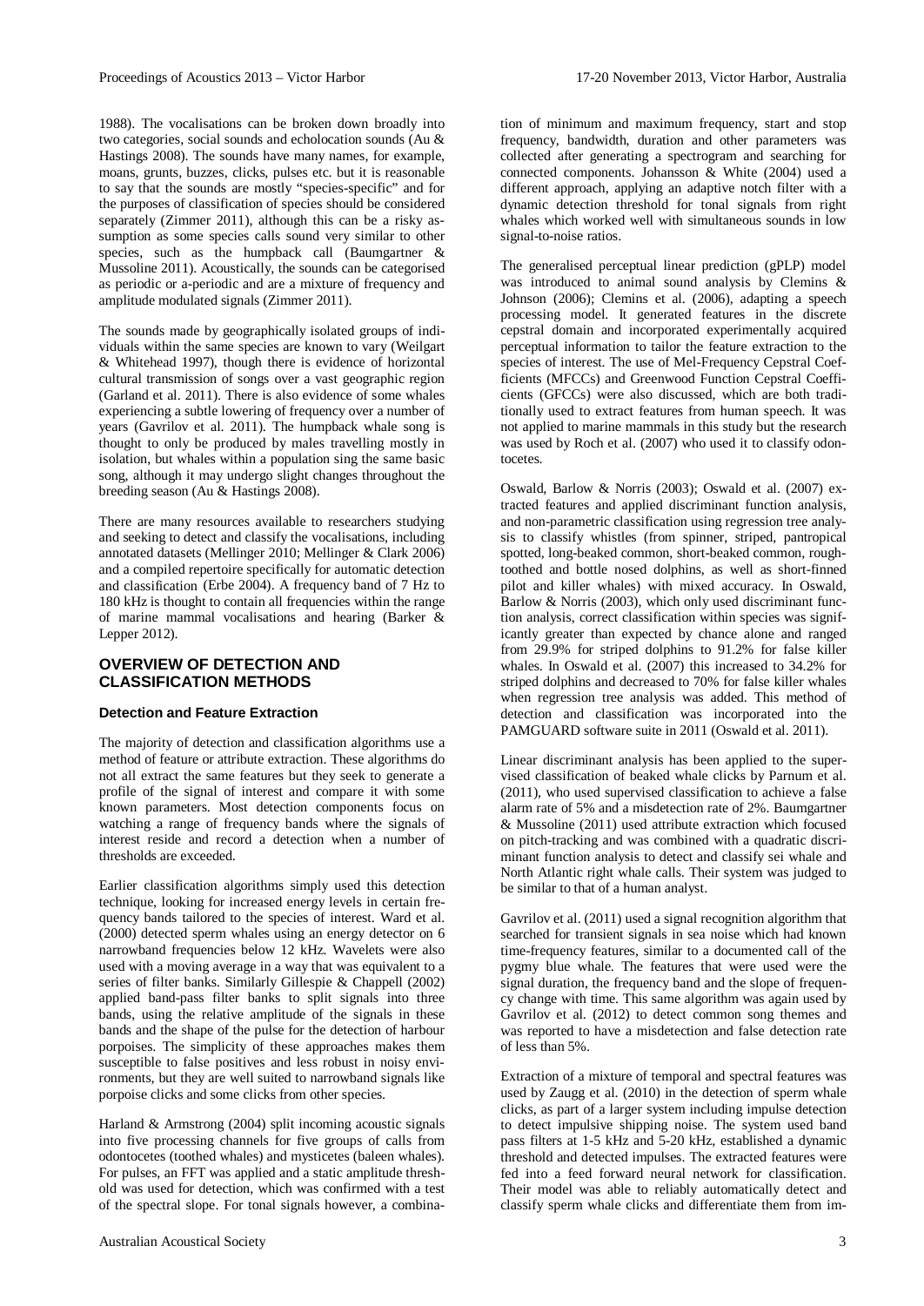1988). The vocalisations can be broken down broadly into two categories, social sounds and echolocation sounds (Au & Hastings 2008). The sounds have many names, for example, moans, grunts, buzzes, clicks, pulses etc. but it is reasonable to say that the sounds are mostly "species-specific" and for the purposes of classification of species should be considered separately (Zimmer 2011), although this can be a risky assumption as some species calls sound very similar to other species, such as the humpback call (Baumgartner & Mussoline 2011). Acoustically, the sounds can be categorised as periodic or a-periodic and are a mixture of frequency and amplitude modulated signals (Zimmer 2011).

The sounds made by geographically isolated groups of individuals within the same species are known to vary (Weilgart & Whitehead 1997), though there is evidence of horizontal cultural transmission of songs over a vast geographic region (Garland et al. 2011). There is also evidence of some whales experiencing a subtle lowering of frequency over a number of years (Gavrilov et al. 2011). The humpback whale song is thought to only be produced by males travelling mostly in isolation, but whales within a population sing the same basic song, although it may undergo slight changes throughout the breeding season (Au & Hastings 2008).

There are many resources available to researchers studying and seeking to detect and classify the vocalisations, including annotated datasets (Mellinger 2010; Mellinger & Clark 2006) and a compiled repertoire specifically for automatic detection and classification (Erbe 2004). A frequency band of 7 Hz to 180 kHz is thought to contain all frequencies within the range of marine mammal vocalisations and hearing (Barker & Lepper 2012).

## OVERVIEW OF DETECTION AND CLASSIFICATION METHODS

### Detection and Feature Extraction

The majority of detection and classification algorithms use a method of feature or attribute extraction. These algorithms do not all extract the same features but they seek to generate a profile of the signal of interest and compare it with some known parameters. Most detection components focus on watching a range of frequency bands where the signals of interest reside and record a detection when a number of thresholds are exceeded.

Earlier classification algorithms simply used this detection technique, looking for increased energy levels in certain frequency bands tailored to the species of interest. Ward et al. (2000) detected sperm whales using an energy detector on 6 narrowband frequencies below 12 kHz. Wavelets were also used with a moving average in a way that was equivalent to a series of filter banks. Similarly Gillespie & Chappell (2002) applied band-pass filter banks to split signals into three bands, using the relative amplitude of the signals in these bands and the shape of the pulse for the detection of harbour porpoises. The simplicity of these approaches makes them susceptible to false positives and less robust in noisy environments, but they are well suited to narrowband signals like porpoise clicks and some clicks from other species.

Harland & Armstrong (2004) split incoming acoustic signals into five processing channels for five groups of calls from odontocetes (toothed whales) and mysticetes (baleen whales). For pulses, an FFT was applied and a static amplitude threshold was used for detection, which was confirmed with a test of the spectral slope. For tonal signals however, a combination of minimum and maximum frequency, start and stop frequency, bandwidth, duration and other parameters was collected after generating a spectrogram and searching for connected components. Johansson & White (2004) used a different approach, applying an adaptive notch filter with a dynamic detection threshold for tonal signals from right whales which worked well with simultaneous sounds in low signal-to-noise ratios.

The generalised perceptual linear prediction (gPLP) model was introduced to animal sound analysis by Clemins & Johnson (2006); Clemins et al. (2006), adapting a speech processing model. It generated features in the discrete cepstral domain and incorporated experimentally acquired perceptual information to tailor the feature extraction to the species of interest. The use of Mel-Frequency Cepstral Coefficients (MFCCs) and Greenwood Function Cepstral Coefficients (GFCCs) were also discussed, which are both traditionally used to extract features from human speech. It was not applied to marine mammals in this study but the research was used by Roch et al. (2007) who used it to classify odontocetes.

Oswald, Barlow & Norris (2003); Oswald et al. (2007) extracted features and applied discriminant function analysis, and non-parametric classification using regression tree analysis to classify whistles (from spinner, striped, pantropical spotted, long-beaked common, short-beaked common, rough-toothed and bottle nosed dolphins, as well as short-finned pilot and killer whales) with mixed accuracy. In Oswald, Barlow & Norris (2003), which only used discriminant function analysis, correct classification within species was significantly greater than expected by chance alone and ranged from 29.9% for striped dolphins to 91.2% for false killer whales. In Oswald et al. (2007) this increased to 34.2% for striped dolphins and decreased to 70% for false killer whales when regression tree analysis was added. This method of detection and classification was incorporated into the PAMGUARD software suite in 2011 (Oswald et al. 2011).

Linear discriminant analysis has been applied to the supervised classification of beaked whale clicks by Parnum et al. (2011), who used supervised classification to achieve a false alarm rate of 5% and a misdetection rate of 2%. Baumgartner & Mussoline (2011) used attribute extraction which focused on pitch-tracking and was combined with a quadratic discriminant function analysis to detect and classify sei whale and North Atlantic right whale calls. Their system was judged to be similar to that of a human analyst.

Gavrilov et al. (2011) used a signal recognition algorithm that searched for transient signals in sea noise which had known time-frequency features, similar to a documented call of the pygmy blue whale. The features that were used were the signal duration, the frequency band and the slope of frequency change with time. This same algorithm was again used by Gavrilov et al. (2012) to detect common song themes and was reported to have a misdetection and false detection rate of less than 5%.

Extraction of a mixture of temporal and spectral features was used by Zaugg et al. (2010) in the detection of sperm whale clicks, as part of a larger system including impulse detection to detect impulsive shipping noise. The system used band pass filters at 1-5 kHz and 5-20 kHz, established a dynamic threshold and detected impulses. The extracted features were fed into a feed forward neural network for classification. Their model was able to reliably automatically detect and classify sperm whale clicks and differentiate them from im-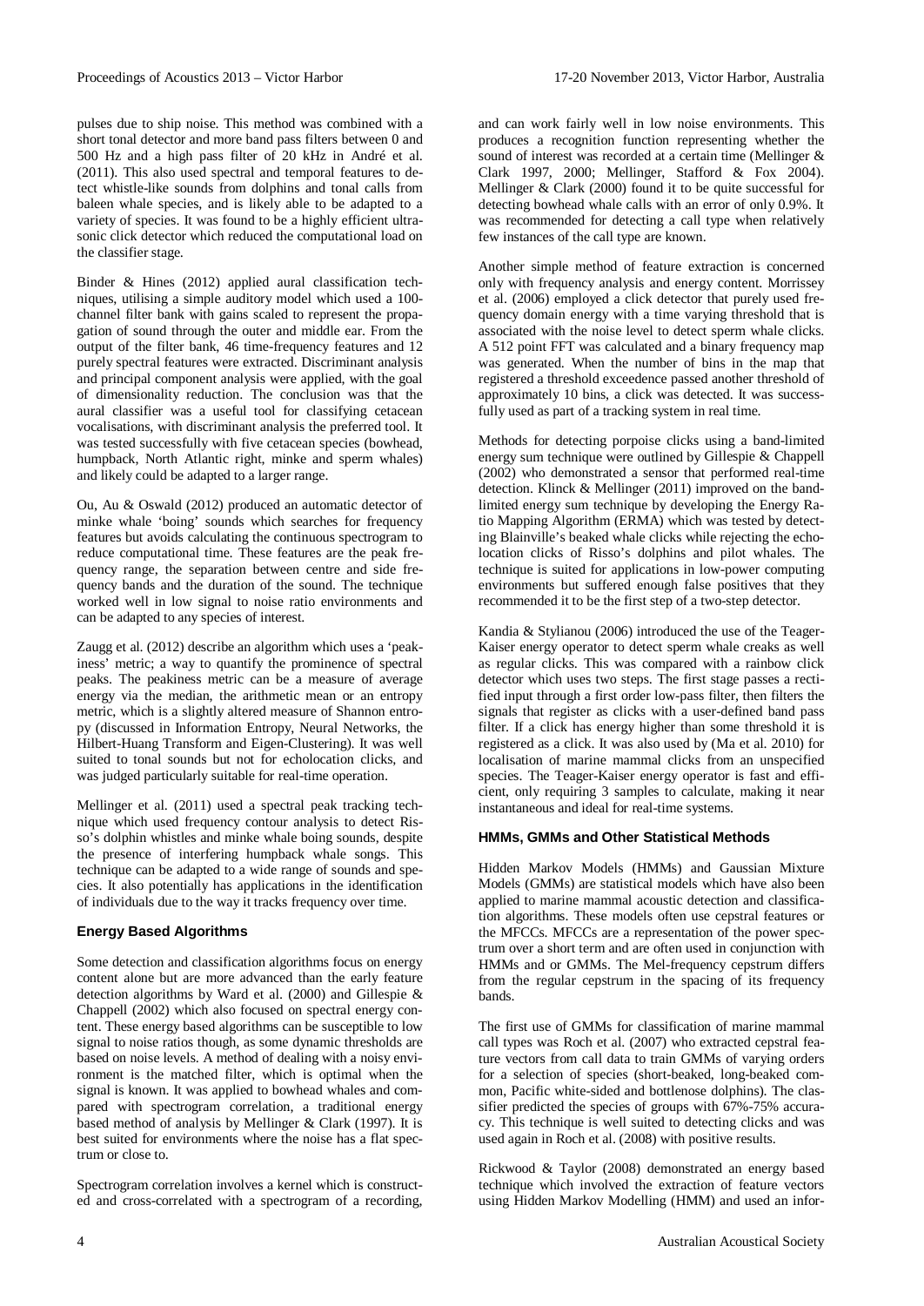pulses due to ship noise. This method was combined with a short tonal detector and more band pass filters between 0 and 500 Hz and a high pass filter of 20 kHz in André et al. (2011). This also used spectral and temporal features to detect whistle-like sounds from dolphins and tonal calls from baleen whale species, and is likely able to be adapted to a variety of species. It was found to be a highly efficient ultrasonic click detector which reduced the computational load on the classifier stage.

Binder & Hines (2012) applied aural classification techniques, utilising a simple auditory model which used a 100-channel filter bank with gains scaled to represent the propagation of sound through the outer and middle ear. From the output of the filter bank, 46 time-frequency features and 12 purely spectral features were extracted. Discriminant analysis and principal component analysis were applied, with the goal of dimensionality reduction. The conclusion was that the aural classifier was a useful tool for classifying cetacean vocalisations, with discriminant analysis the preferred tool. It was tested successfully with five cetacean species (bowhead, humpback, North Atlantic right, minke and sperm whales) and likely could be adapted to a larger range.

Ou, Au & Oswald (2012) produced an automatic detector of minke whale 'boing' sounds which searches for frequency features but avoids calculating the continuous spectrogram to reduce computational time. These features are the peak frequency range, the separation between centre and side frequency bands and the duration of the sound. The technique worked well in low signal to noise ratio environments and can be adapted to any species of interest.

Zaugg et al. (2012) describe an algorithm which uses a 'peakiness' metric; a way to quantify the prominence of spectral peaks. The peakiness metric can be a measure of average energy via the median, the arithmetic mean or an entropy metric, which is a slightly altered measure of Shannon entropy (discussed in Information Entropy, Neural Networks, the Hilbert-Huang Transform and Eigen-Clustering). It was well suited to tonal sounds but not for echolocation clicks, and was judged particularly suitable for real-time operation.

Mellinger et al. (2011) used a spectral peak tracking technique which used frequency contour analysis to detect Risso's dolphin whistles and minke whale boing sounds, despite the presence of interfering humpback whale songs. This technique can be adapted to a wide range of sounds and species. It also potentially has applications in the identification of individuals due to the way it tracks frequency over time.

### Energy Based Algorithms

Some detection and classification algorithms focus on energy content alone but are more advanced than the early feature detection algorithms by Ward et al. (2000) and Gillespie & Chappell (2002) which also focused on spectral energy content. These energy based algorithms can be susceptible to low signal to noise ratios though, as some dynamic thresholds are based on noise levels. A method of dealing with a noisy environment is the matched filter, which is optimal when the signal is known. It was applied to bowhead whales and compared with spectrogram correlation, a traditional energy based method of analysis by Mellinger & Clark (1997). It is best suited for environments where the noise has a flat spectrum or close to.

Spectrogram correlation involves a kernel which is constructed and cross-correlated with a spectrogram of a recording, and can work fairly well in low noise environments. This produces a recognition function representing whether the sound of interest was recorded at a certain time (Mellinger & Clark 1997, 2000; Mellinger, Stafford & Fox 2004). Mellinger & Clark (2000) found it to be quite successful for detecting bowhead whale calls with an error of only 0.9%. It was recommended for detecting a call type when relatively few instances of the call type are known.

Another simple method of feature extraction is concerned only with frequency analysis and energy content. Morrissey et al. (2006) employed a click detector that purely used frequency domain energy with a time varying threshold that is associated with the noise level to detect sperm whale clicks. A 512 point FFT was calculated and a binary frequency map was generated. When the number of bins in the map that registered a threshold exceedence passed another threshold of approximately 10 bins, a click was detected. It was successfully used as part of a tracking system in real time.

Methods for detecting porpoise clicks using a band-limited energy sum technique were outlined by Gillespie & Chappell (2002) who demonstrated a sensor that performed real-time detection. Klinck & Mellinger (2011) improved on the band-limited energy sum technique by developing the Energy Ratio Mapping Algorithm (ERMA) which was tested by detecting Blainville's beaked whale clicks while rejecting the echolocation clicks of Risso's dolphins and pilot whales. The technique is suited for applications in low-power computing environments but suffered enough false positives that they recommended it to be the first step of a two-step detector.

Kandia & Stylianou (2006) introduced the use of the Teager-Kaiser energy operator to detect sperm whale creaks as well as regular clicks. This was compared with a rainbow click detector which uses two steps. The first stage passes a rectified input through a first order low-pass filter, then filters the signals that register as clicks with a user-defined band pass filter. If a click has energy higher than some threshold it is registered as a click. It was also used by (Ma et al. 2010) for localisation of marine mammal clicks from an unspecified species. The Teager-Kaiser energy operator is fast and efficient, only requiring 3 samples to calculate, making it near instantaneous and ideal for real-time systems.

### HMMs, GMMs and Other Statistical Methods

Hidden Markov Models (HMMs) and Gaussian Mixture Models (GMMs) are statistical models which have also been applied to marine mammal acoustic detection and classification algorithms. These models often use cepstral features or the MFCCs. MFCCs are a representation of the power spectrum over a short term and are often used in conjunction with HMMs and or GMMs. The Mel-frequency cepstrum differs from the regular cepstrum in the spacing of its frequency bands.

The first use of GMMs for classification of marine mammal call types was Roch et al. (2007) who extracted cepstral feature vectors from call data to train GMMs of varying orders for a selection of species (short-beaked, long-beaked common, Pacific white-sided and bottlenose dolphins). The classifier predicted the species of groups with 67%-75% accuracy. This technique is well suited to detecting clicks and was used again in Roch et al. (2008) with positive results.

Rickwood & Taylor (2008) demonstrated an energy based technique which involved the extraction of feature vectors using Hidden Markov Modelling (HMM) and used an infor-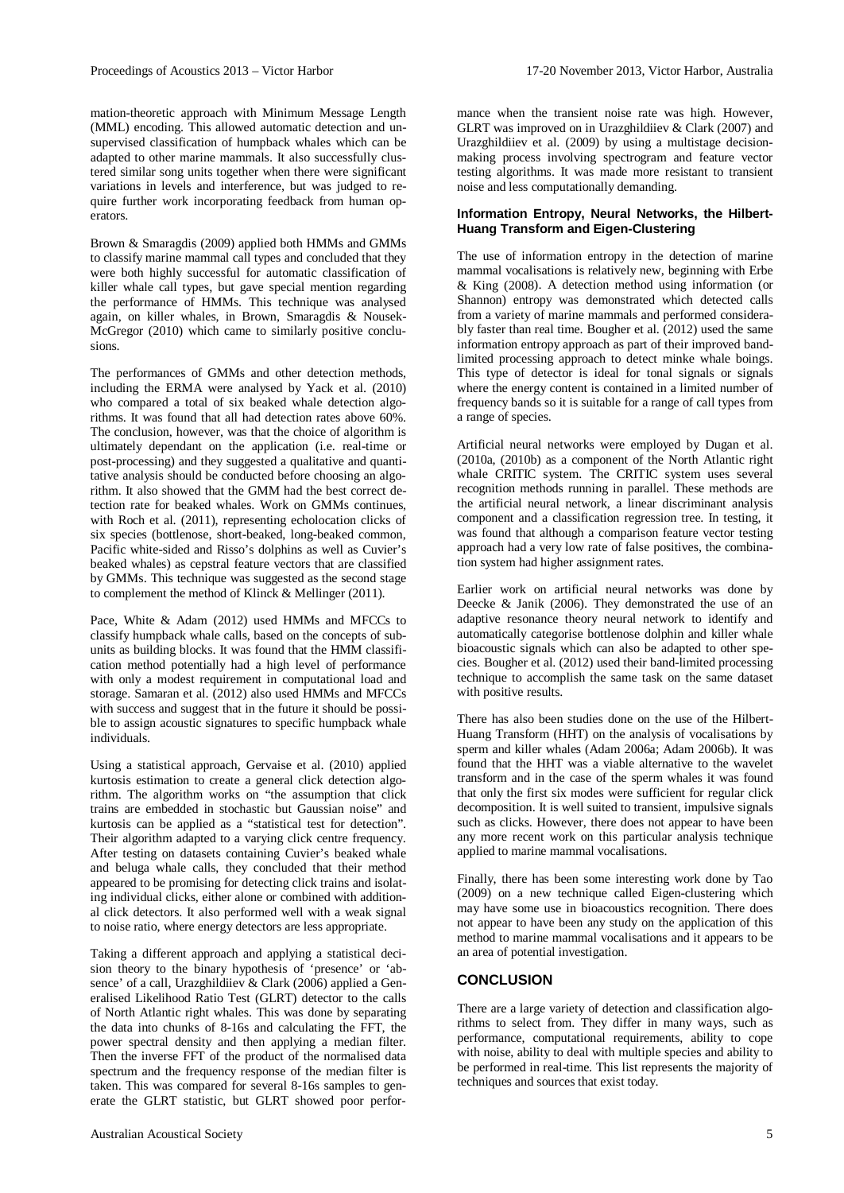mation-theoretic approach with Minimum Message Length (MML) encoding. This allowed automatic detection and unsupervised classification of humpback whales which can be adapted to other marine mammals. It also successfully clustered similar song units together when there were significant variations in levels and interference, but was judged to require further work incorporating feedback from human operators.

Brown & Smaragdis (2009) applied both HMMs and GMMs to classify marine mammal call types and concluded that they were both highly successful for automatic classification of killer whale call types, but gave special mention regarding the performance of HMMs. This technique was analysed again, on killer whales, in Brown, Smaragdis & Nousek-McGregor (2010) which came to similarly positive conclusions.

The performances of GMMs and other detection methods, including the ERMA were analysed by Yack et al. (2010) who compared a total of six beaked whale detection algorithms. It was found that all had detection rates above 60%. The conclusion, however, was that the choice of algorithm is ultimately dependant on the application (i.e. real-time or post-processing) and they suggested a qualitative and quantitative analysis should be conducted before choosing an algorithm. It also showed that the GMM had the best correct detection rate for beaked whales. Work on GMMs continues, with Roch et al. (2011), representing echolocation clicks of six species (bottlenose, short-beaked, long-beaked common, Pacific white-sided and Risso's dolphins as well as Cuvier's beaked whales) as cepstral feature vectors that are classified by GMMs. This technique was suggested as the second stage to complement the method of Klinck & Mellinger (2011).

Pace, White & Adam (2012) used HMMs and MFCCs to classify humpback whale calls, based on the concepts of subunits as building blocks. It was found that the HMM classification method potentially had a high level of performance with only a modest requirement in computational load and storage. Samaran et al. (2012) also used HMMs and MFCCs with success and suggest that in the future it should be possible to assign acoustic signatures to specific humpback whale individuals.

Using a statistical approach, Gervaise et al. (2010) applied kurtosis estimation to create a general click detection algorithm. The algorithm works on "the assumption that click trains are embedded in stochastic but Gaussian noise" and kurtosis can be applied as a "statistical test for detection". Their algorithm adapted to a varying click centre frequency. After testing on datasets containing Cuvier's beaked whale and beluga whale calls, they concluded that their method appeared to be promising for detecting click trains and isolating individual clicks, either alone or combined with additional click detectors. It also performed well with a weak signal to noise ratio, where energy detectors are less appropriate.

Taking a different approach and applying a statistical decision theory to the binary hypothesis of 'presence' or 'absence' of a call, Urazghildiiev & Clark (2006) applied a Generalised Likelihood Ratio Test (GLRT) detector to the calls of North Atlantic right whales. This was done by separating the data into chunks of 8-16s and calculating the FFT, the power spectral density and then applying a median filter. Then the inverse FFT of the product of the normalised data spectrum and the frequency response of the median filter is taken. This was compared for several 8-16s samples to generate the GLRT statistic, but GLRT showed poor performance when the transient noise rate was high. However, GLRT was improved on in Urazghildiiev & Clark (2007) and Urazghildiiev et al. (2009) by using a multistage decision-making process involving spectrogram and feature vector testing algorithms. It was made more resistant to transient noise and less computationally demanding.

#### Information Entropy, Neural Networks, the Hilbert-Huang Transform and Eigen-Clustering

The use of information entropy in the detection of marine mammal vocalisations is relatively new, beginning with Erbe & King (2008). A detection method using information (or Shannon) entropy was demonstrated which detected calls from a variety of marine mammals and performed considerably faster than real time. Bougher et al. (2012) used the same information entropy approach as part of their improved band-limited processing approach to detect minke whale boings. This type of detector is ideal for tonal signals or signals where the energy content is contained in a limited number of frequency bands so it is suitable for a range of call types from a range of species.

Artificial neural networks were employed by Dugan et al. (2010a, (2010b) as a component of the North Atlantic right whale CRITIC system. The CRITIC system uses several recognition methods running in parallel. These methods are the artificial neural network, a linear discriminant analysis component and a classification regression tree. In testing, it was found that although a comparison feature vector testing approach had a very low rate of false positives, the combination system had higher assignment rates.

Earlier work on artificial neural networks was done by Deecke & Janik (2006). They demonstrated the use of an adaptive resonance theory neural network to identify and automatically categorise bottlenose dolphin and killer whale bioacoustic signals which can also be adapted to other species. Bougher et al. (2012) used their band-limited processing technique to accomplish the same task on the same dataset with positive results.

There has also been studies done on the use of the Hilbert-Huang Transform (HHT) on the analysis of vocalisations by sperm and killer whales (Adam 2006a; Adam 2006b). It was found that the HHT was a viable alternative to the wavelet transform and in the case of the sperm whales it was found that only the first six modes were sufficient for regular click decomposition. It is well suited to transient, impulsive signals such as clicks. However, there does not appear to have been any more recent work on this particular analysis technique applied to marine mammal vocalisations.

Finally, there has been some interesting work done by Tao (2009) on a new technique called Eigen-clustering which may have some use in bioacoustics recognition. There does not appear to have been any study on the application of this method to marine mammal vocalisations and it appears to be an area of potential investigation.

## CONCLUSION

There are a large variety of detection and classification algorithms to select from. They differ in many ways, such as performance, computational requirements, ability to cope with noise, ability to deal with multiple species and ability to be performed in real-time. This list represents the majority of techniques and sources that exist today.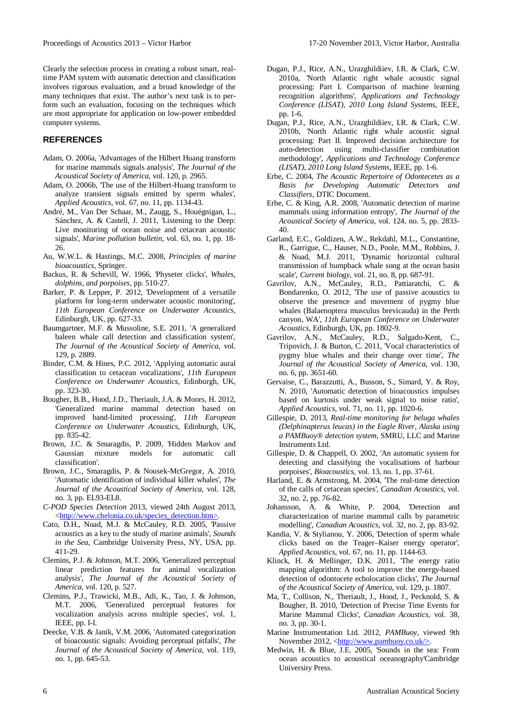Clearly the selection process in creating a robust smart, real-time PAM system with automatic detection and classification involves rigorous evaluation, and a broad knowledge of the many techniques that exist. The author's next task is to perform such an evaluation, focusing on the techniques which are most appropriate for application on low-power embedded computer systems.

## REFERENCES

Adam, O. 2006a, 'Advantages of the Hilbert Huang transform for marine mammals signals analysis', *The Journal of the Acoustical Society of America*, vol. 120, p. 2965.

Adam, O. 2006b, 'The use of the Hilbert-Huang transform to analyze transient signals emitted by sperm whales', *Applied Acoustics*, vol. 67, no. 11, pp. 1134-43.

André, M., Van Der Schaar, M., Zaugg, S., Houégnigan, L., Sánchez, A. & Castell, J. 2011, 'Listening to the Deep: Live monitoring of ocean noise and cetacean acoustic signals', *Marine pollution bulletin*, vol. 63, no. 1, pp. 18-26.

Au, W.W.L. & Hastings, M.C. 2008, *Principles of marine bioacoustics*, Springer.

Backus, R. & Schevill, W. 1966, 'Physeter clicks', *Whales, dolphins, and porpoises*, pp. 510-27.

Barker, P. & Lepper, P. 2012, 'Development of a versatile platform for long-term underwater acoustic monitoring', *11th European Conference on Underwater Acoustics*, Edinburgh, UK, pp. 627-33.

Baumgartner, M.F. & Mussoline, S.E. 2011, 'A generalized baleen whale call detection and classification system', *The Journal of the Acoustical Society of America*, vol. 129, p. 2889.

Binder, C.M. & Hines, P.C. 2012, 'Applying automatic aural classification to cetacean vocalizations', *11th European Conference on Underwater Acoustics*, Edinburgh, UK, pp. 323-30.

Bougher, B.B., Hood, J.D., Theriault, J.A. & Moors, H. 2012, 'Generalized marine mammal detection based on improved band-limited processing', *11th European Conference on Underwater Acoustics*, Edinburgh, UK, pp. 835-42.

Brown, J.C. & Smaragdis, P. 2009, 'Hidden Markov and Gaussian mixture models for automatic call classification'.

Brown, J.C., Smaragdis, P. & Nousek-McGregor, A. 2010, 'Automatic identification of individual killer whales', *The Journal of the Acoustical Society of America*, vol. 128, no. 3, pp. EL93-EL8.

*C-POD Species Detection* 2013, viewed 24th August 2013, <http://www.chelonia.co.uk/species_detection.htm>.

Cato, D.H., Noad, M.J. & McCauley, R.D. 2005, 'Passive acoustics as a key to the study of marine animals', *Sounds in the Sea*, Cambridge University Press, NY, USA, pp. 411-29.

Clemins, P.J. & Johnson, M.T. 2006, 'Generalized perceptual linear prediction features for animal vocalization analysis', *The Journal of the Acoustical Society of America*, vol. 120, p. 527.

Clemins, P.J., Trawicki, M.B., Adi, K., Tao, J. & Johnson, M.T. 2006, 'Generalized perceptual features for vocalization analysis across multiple species', vol. 1, IEEE, pp. I-I.

Deecke, V.B. & Janik, V.M. 2006, 'Automated categorization of bioacoustic signals: Avoiding perceptual pitfalls', *The Journal of the Acoustical Society of America*, vol. 119, no. 1, pp. 645-53.

Dugan, P.J., Rice, A.N., Urazghildiiev, I.R. & Clark, C.W. 2010a, 'North Atlantic right whale acoustic signal processing: Part I. Comparison of machine learning recognition algorithms', *Applications and Technology Conference (LISAT), 2010 Long Island Systems*, IEEE, pp. 1-6.

Dugan, P.J., Rice, A.N., Urazghildiiev, I.R. & Clark, C.W. 2010b, 'North Atlantic right whale acoustic signal processing: Part II. Improved decision architecture for auto-detection using multi-classifier combination methodology', *Applications and Technology Conference (LISAT), 2010 Long Island Systems*, IEEE, pp. 1-6.

Erbe, C. 2004, *The Acoustic Repertoire of Odontecetes as a Basis for Developing Automatic Detectors and Classifiers*, DTIC Document.

Erbe, C. & King, A.R. 2008, 'Automatic detection of marine mammals using information entropy', *The Journal of the Acoustical Society of America*, vol. 124, no. 5, pp. 2833-40.

Garland, E.C., Goldizen, A.W., Rekdahl, M.L., Constantine, R., Garrigue, C., Hauser, N.D., Poole, M.M., Robbins, J. & Noad, M.J. 2011, 'Dynamic horizontal cultural transmission of humpback whale song at the ocean basin scale', *Current biology*, vol. 21, no. 8, pp. 687-91.

Gavrilov, A.N., McCauley, R.D., Pattiaratchi, C. & Bondarenko, O. 2012, 'The use of passive acoustics to observe the presence and movement of pygmy blue whales (Balaenoptera musculus brevicauda) in the Perth canyon, WA', *11th European Conference on Underwater Acoustics*, Edinburgh, UK, pp. 1802-9.

Gavrilov, A.N., McCauley, R.D., Salgado-Kent, C., Tripovich, J. & Burton, C. 2011, 'Vocal characteristics of pygmy blue whales and their change over time', *The Journal of the Acoustical Society of America*, vol. 130, no. 6, pp. 3651-60.

Gervaise, C., Barazzutti, A., Busson, S., Simard, Y. & Roy, N. 2010, 'Automatic detection of bioacoustics impulses based on kurtosis under weak signal to noise ratio', *Applied Acoustics*, vol. 71, no. 11, pp. 1020-6.

Gillespie, D. 2013, *Real-time monitoring for beluga whales (Delphinapterus leucas) in the Eagle River, Alaska using a PAMBuoy® detection system*, SMRU, LLC and Marine Instruments Ltd.

Gillespie, D. & Chappell, O. 2002, 'An automatic system for detecting and classifying the vocalisations of harbour porpoises', *Bioacoustics*, vol. 13, no. 1, pp. 37-61.

Harland, E. & Armstrong, M. 2004, 'The real-time detection of the calls of cetacean species', *Canadian Acoustics*, vol. 32, no. 2, pp. 76-82.

Johansson, A. & White, P. 2004, 'Detection and characterization of marine mammal calls by parametric modelling', *Canadian Acoustics*, vol. 32, no. 2, pp. 83-92.

Kandia, V. & Stylianou, Y. 2006, 'Detection of sperm whale clicks based on the Teager–Kaiser energy operator', *Applied Acoustics*, vol. 67, no. 11, pp. 1144-63.

Klinck, H. & Mellinger, D.K. 2011, 'The energy ratio mapping algorithm: A tool to improve the energy-based detection of odontocete echolocation clicks', *The Journal of the Acoustical Society of America*, vol. 129, p. 1807.

Ma, T., Collison, N., Theriault, J., Hood, J., Pecknold, S. & Bougher, B. 2010, 'Detection of Precise Time Events for Marine Mammal Clicks', *Canadian Acoustics*, vol. 38, no. 3, pp. 30-1.

Marine Instrumentation Ltd. 2012, *PAMBuoy*, viewed 9th November 2012, <http://www.pambuoy.co.uk/>.

Medwin, H. & Blue, J.E. 2005, 'Sounds in the sea: From ocean acoustics to acoustical oceanography'Cambridge University Press.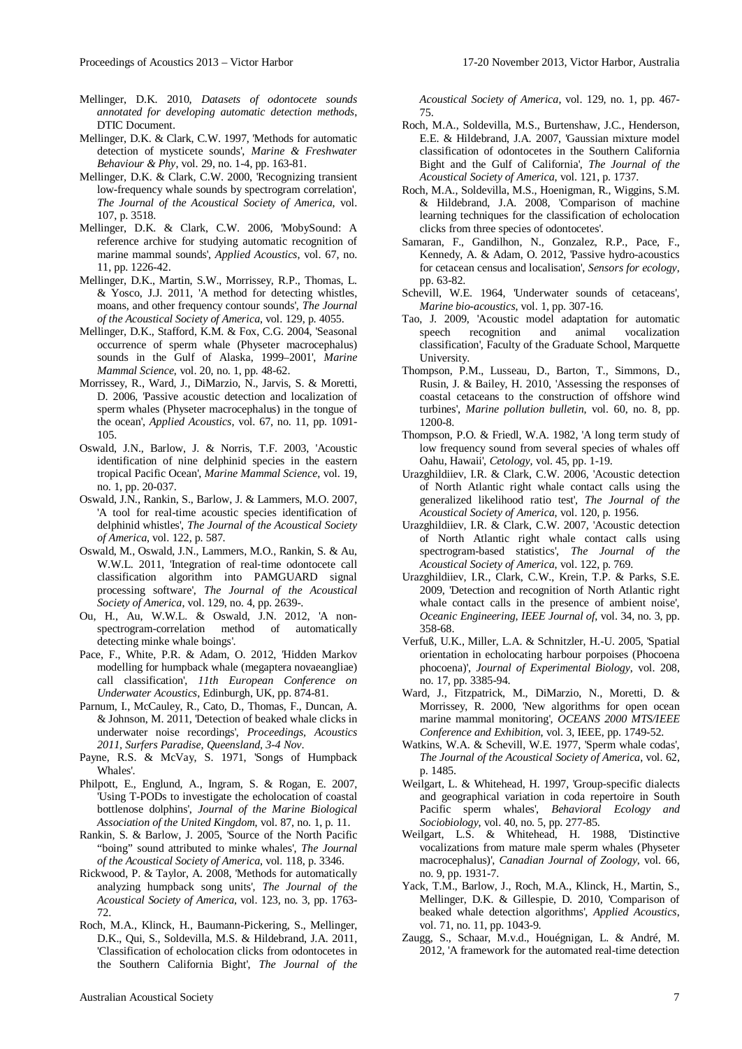Mellinger, D.K. 2010, *Datasets of odontocete sounds annotated for developing automatic detection methods*, DTIC Document.

Mellinger, D.K. & Clark, C.W. 1997, 'Methods for automatic detection of mysticete sounds', *Marine & Freshwater Behaviour & Phy*, vol. 29, no. 1-4, pp. 163-81.

Mellinger, D.K. & Clark, C.W. 2000, 'Recognizing transient low-frequency whale sounds by spectrogram correlation', *The Journal of the Acoustical Society of America*, vol. 107, p. 3518.

Mellinger, D.K. & Clark, C.W. 2006, 'MobySound: A reference archive for studying automatic recognition of marine mammal sounds', *Applied Acoustics*, vol. 67, no. 11, pp. 1226-42.

Mellinger, D.K., Martin, S.W., Morrissey, R.P., Thomas, L. & Yosco, J.J. 2011, 'A method for detecting whistles, moans, and other frequency contour sounds', *The Journal of the Acoustical Society of America*, vol. 129, p. 4055.

Mellinger, D.K., Stafford, K.M. & Fox, C.G. 2004, 'Seasonal occurrence of sperm whale (Physeter macrocephalus) sounds in the Gulf of Alaska, 1999–2001', *Marine Mammal Science*, vol. 20, no. 1, pp. 48-62.

Morrissey, R., Ward, J., DiMarzio, N., Jarvis, S. & Moretti, D. 2006, 'Passive acoustic detection and localization of sperm whales (Physeter macrocephalus) in the tongue of the ocean', *Applied Acoustics*, vol. 67, no. 11, pp. 1091-105.

Oswald, J.N., Barlow, J. & Norris, T.F. 2003, 'Acoustic identification of nine delphinid species in the eastern tropical Pacific Ocean', *Marine Mammal Science*, vol. 19, no. 1, pp. 20-037.

Oswald, J.N., Rankin, S., Barlow, J. & Lammers, M.O. 2007, 'A tool for real-time acoustic species identification of delphinid whistles', *The Journal of the Acoustical Society of America*, vol. 122, p. 587.

Oswald, M., Oswald, J.N., Lammers, M.O., Rankin, S. & Au, W.W.L. 2011, 'Integration of real-time odontocete call classification algorithm into PAMGUARD signal processing software', *The Journal of the Acoustical Society of America*, vol. 129, no. 4, pp. 2639-.

Ou, H., Au, W.W.L. & Oswald, J.N. 2012, 'A non-spectrogram-correlation method of automatically detecting minke whale boings'.

Pace, F., White, P.R. & Adam, O. 2012, 'Hidden Markov modelling for humpback whale (megaptera novaeangliae) call classification', *11th European Conference on Underwater Acoustics*, Edinburgh, UK, pp. 874-81.

Parnum, I., McCauley, R., Cato, D., Thomas, F., Duncan, A. & Johnson, M. 2011, 'Detection of beaked whale clicks in underwater noise recordings', *Proceedings, Acoustics 2011, Surfers Paradise, Queensland, 3-4 Nov*.

Payne, R.S. & McVay, S. 1971, 'Songs of Humpback Whales'.

Philpott, E., Englund, A., Ingram, S. & Rogan, E. 2007, 'Using T-PODs to investigate the echolocation of coastal bottlenose dolphins', *Journal of the Marine Biological Association of the United Kingdom*, vol. 87, no. 1, p. 11.

Rankin, S. & Barlow, J. 2005, 'Source of the North Pacific "boing" sound attributed to minke whales', *The Journal of the Acoustical Society of America*, vol. 118, p. 3346.

Rickwood, P. & Taylor, A. 2008, 'Methods for automatically analyzing humpback song units', *The Journal of the Acoustical Society of America*, vol. 123, no. 3, pp. 1763-72.

Roch, M.A., Klinck, H., Baumann-Pickering, S., Mellinger, D.K., Qui, S., Soldevilla, M.S. & Hildebrand, J.A. 2011, 'Classification of echolocation clicks from odontocetes in the Southern California Bight', *The Journal of the Acoustical Society of America*, vol. 129, no. 1, pp. 467-75.

Roch, M.A., Soldevilla, M.S., Burtenshaw, J.C., Henderson, E.E. & Hildebrand, J.A. 2007, 'Gaussian mixture model classification of odontocetes in the Southern California Bight and the Gulf of California', *The Journal of the Acoustical Society of America*, vol. 121, p. 1737.

Roch, M.A., Soldevilla, M.S., Hoenigman, R., Wiggins, S.M. & Hildebrand, J.A. 2008, 'Comparison of machine learning techniques for the classification of echolocation clicks from three species of odontocetes'.

Samaran, F., Gandilhon, N., Gonzalez, R.P., Pace, F., Kennedy, A. & Adam, O. 2012, 'Passive hydro-acoustics for cetacean census and localisation', *Sensors for ecology*, pp. 63-82.

Schevill, W.E. 1964, 'Underwater sounds of cetaceans', *Marine bio-acoustics*, vol. 1, pp. 307-16.

Tao, J. 2009, 'Acoustic model adaptation for automatic speech recognition and animal vocalization classification', Faculty of the Graduate School, Marquette University.

Thompson, P.M., Lusseau, D., Barton, T., Simmons, D., Rusin, J. & Bailey, H. 2010, 'Assessing the responses of coastal cetaceans to the construction of offshore wind turbines', *Marine pollution bulletin*, vol. 60, no. 8, pp. 1200-8.

Thompson, P.O. & Friedl, W.A. 1982, 'A long term study of low frequency sound from several species of whales off Oahu, Hawaii', *Cetology*, vol. 45, pp. 1-19.

Urazghildiiev, I.R. & Clark, C.W. 2006, 'Acoustic detection of North Atlantic right whale contact calls using the generalized likelihood ratio test', *The Journal of the Acoustical Society of America*, vol. 120, p. 1956.

Urazghildiiev, I.R. & Clark, C.W. 2007, 'Acoustic detection of North Atlantic right whale contact calls using spectrogram-based statistics', *The Journal of the Acoustical Society of America*, vol. 122, p. 769.

Urazghildiiev, I.R., Clark, C.W., Krein, T.P. & Parks, S.E. 2009, 'Detection and recognition of North Atlantic right whale contact calls in the presence of ambient noise', *Oceanic Engineering, IEEE Journal of*, vol. 34, no. 3, pp. 358-68.

Verfuß, U.K., Miller, L.A. & Schnitzler, H.-U. 2005, 'Spatial orientation in echolocating harbour porpoises (Phocoena phocoena)', *Journal of Experimental Biology*, vol. 208, no. 17, pp. 3385-94.

Ward, J., Fitzpatrick, M., DiMarzio, N., Moretti, D. & Morrissey, R. 2000, 'New algorithms for open ocean marine mammal monitoring', *OCEANS 2000 MTS/IEEE Conference and Exhibition*, vol. 3, IEEE, pp. 1749-52.

Watkins, W.A. & Schevill, W.E. 1977, 'Sperm whale codas', *The Journal of the Acoustical Society of America*, vol. 62, p. 1485.

Weilgart, L. & Whitehead, H. 1997, 'Group-specific dialects and geographical variation in coda repertoire in South Pacific sperm whales', *Behavioral Ecology and Sociobiology*, vol. 40, no. 5, pp. 277-85.

Weilgart, L.S. & Whitehead, H. 1988, 'Distinctive vocalizations from mature male sperm whales (Physeter macrocephalus)', *Canadian Journal of Zoology*, vol. 66, no. 9, pp. 1931-7.

Yack, T.M., Barlow, J., Roch, M.A., Klinck, H., Martin, S., Mellinger, D.K. & Gillespie, D. 2010, 'Comparison of beaked whale detection algorithms', *Applied Acoustics*, vol. 71, no. 11, pp. 1043-9.

Zaugg, S., Schaar, M.v.d., Houégnigan, L. & André, M. 2012, 'A framework for the automated real-time detection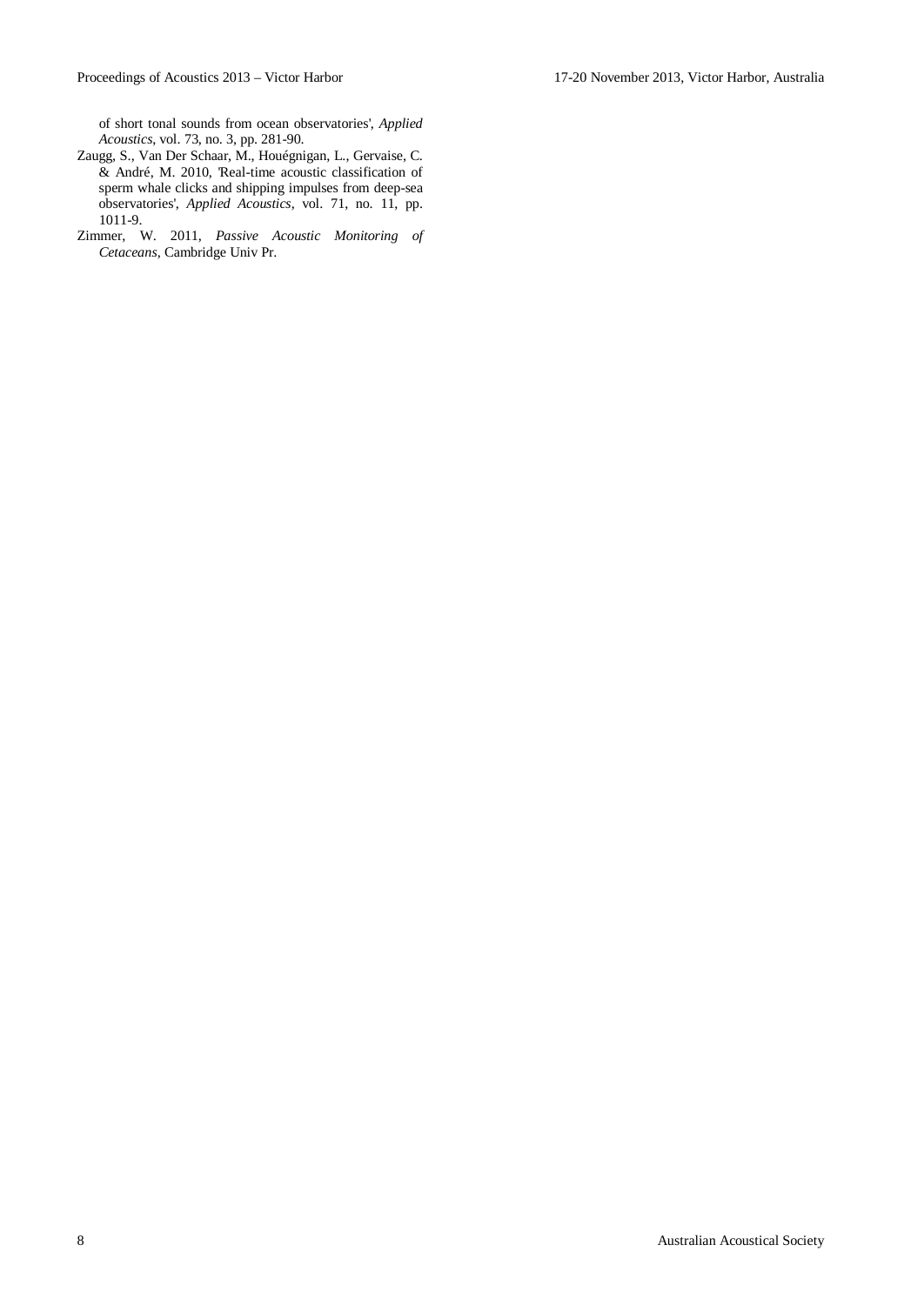of short tonal sounds from ocean observatories', *Applied Acoustics*, vol. 73, no. 3, pp. 281-90.

Zaugg, S., Van Der Schaar, M., Houégnigan, L., Gervaise, C. & André, M. 2010, 'Real-time acoustic classification of sperm whale clicks and shipping impulses from deep-sea observatories', *Applied Acoustics*, vol. 71, no. 11, pp. 1011-9.

Zimmer, W. 2011, *Passive Acoustic Monitoring of Cetaceans*, Cambridge Univ Pr.